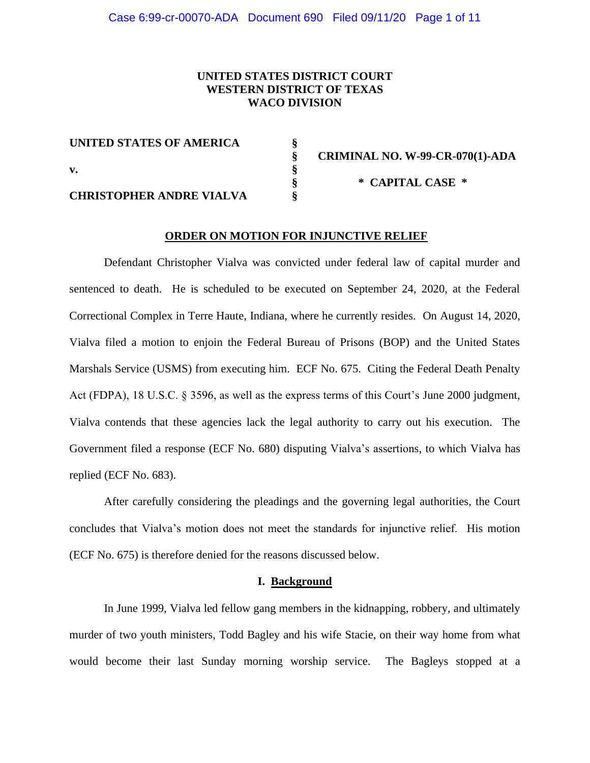**UNITED STATES DISTRICT COURT**
**WESTERN DISTRICT OF TEXAS**
**WACO DIVISION**

| | | |
|---|---|---|
| **UNITED STATES OF AMERICA** | § | |
| | § | **CRIMINAL NO. W-99-CR-070(1)-ADA** |
| **v.** | § | |
| | § | **\* CAPITAL CASE \*** |
| **CHRISTOPHER ANDRE VIALVA** | § | |

**ORDER ON MOTION FOR INJUNCTIVE RELIEF**

Defendant Christopher Vialva was convicted under federal law of capital murder and sentenced to death. He is scheduled to be executed on September 24, 2020, at the Federal Correctional Complex in Terre Haute, Indiana, where he currently resides. On August 14, 2020, Vialva filed a motion to enjoin the Federal Bureau of Prisons (BOP) and the United States Marshals Service (USMS) from executing him. ECF No. 675. Citing the Federal Death Penalty Act (FDPA), 18 U.S.C. § 3596, as well as the express terms of this Court's June 2000 judgment, Vialva contends that these agencies lack the legal authority to carry out his execution. The Government filed a response (ECF No. 680) disputing Vialva's assertions, to which Vialva has replied (ECF No. 683).

After carefully considering the pleadings and the governing legal authorities, the Court concludes that Vialva's motion does not meet the standards for injunctive relief. His motion (ECF No. 675) is therefore denied for the reasons discussed below.

## I. Background

In June 1999, Vialva led fellow gang members in the kidnapping, robbery, and ultimately murder of two youth ministers, Todd Bagley and his wife Stacie, on their way home from what would become their last Sunday morning worship service. The Bagleys stopped at a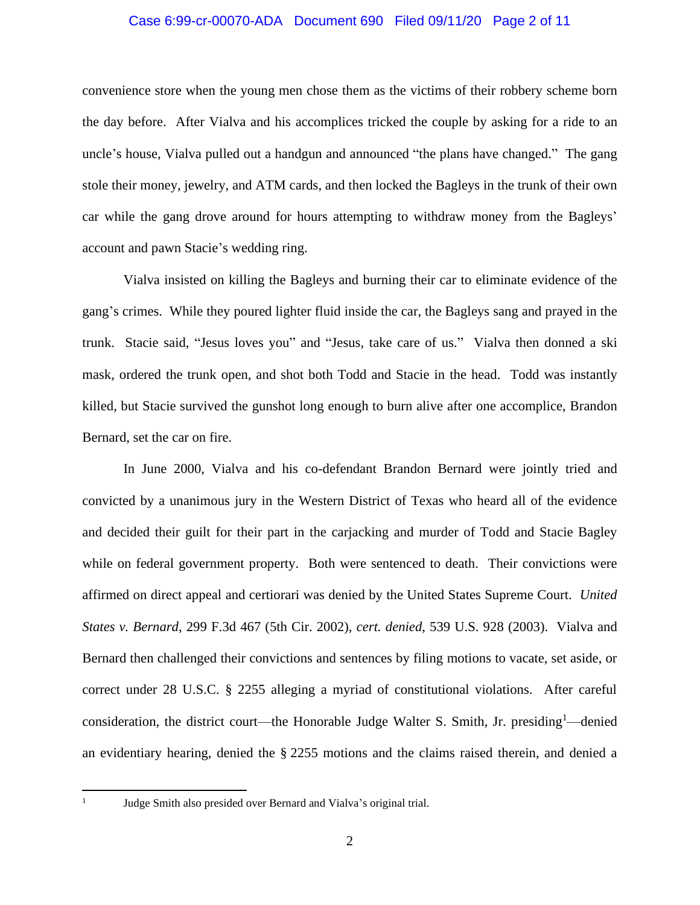convenience store when the young men chose them as the victims of their robbery scheme born the day before. After Vialva and his accomplices tricked the couple by asking for a ride to an uncle's house, Vialva pulled out a handgun and announced "the plans have changed." The gang stole their money, jewelry, and ATM cards, and then locked the Bagleys in the trunk of their own car while the gang drove around for hours attempting to withdraw money from the Bagleys' account and pawn Stacie's wedding ring.

Vialva insisted on killing the Bagleys and burning their car to eliminate evidence of the gang's crimes. While they poured lighter fluid inside the car, the Bagleys sang and prayed in the trunk. Stacie said, "Jesus loves you" and "Jesus, take care of us." Vialva then donned a ski mask, ordered the trunk open, and shot both Todd and Stacie in the head. Todd was instantly killed, but Stacie survived the gunshot long enough to burn alive after one accomplice, Brandon Bernard, set the car on fire.

In June 2000, Vialva and his co-defendant Brandon Bernard were jointly tried and convicted by a unanimous jury in the Western District of Texas who heard all of the evidence and decided their guilt for their part in the carjacking and murder of Todd and Stacie Bagley while on federal government property. Both were sentenced to death. Their convictions were affirmed on direct appeal and certiorari was denied by the United States Supreme Court. *United States v. Bernard*, 299 F.3d 467 (5th Cir. 2002), *cert. denied*, 539 U.S. 928 (2003). Vialva and Bernard then challenged their convictions and sentences by filing motions to vacate, set aside, or correct under 28 U.S.C. § 2255 alleging a myriad of constitutional violations. After careful consideration, the district court—the Honorable Judge Walter S. Smith, Jr. presiding[1]—denied an evidentiary hearing, denied the § 2255 motions and the claims raised therein, and denied a

[1] Judge Smith also presided over Bernard and Vialva's original trial.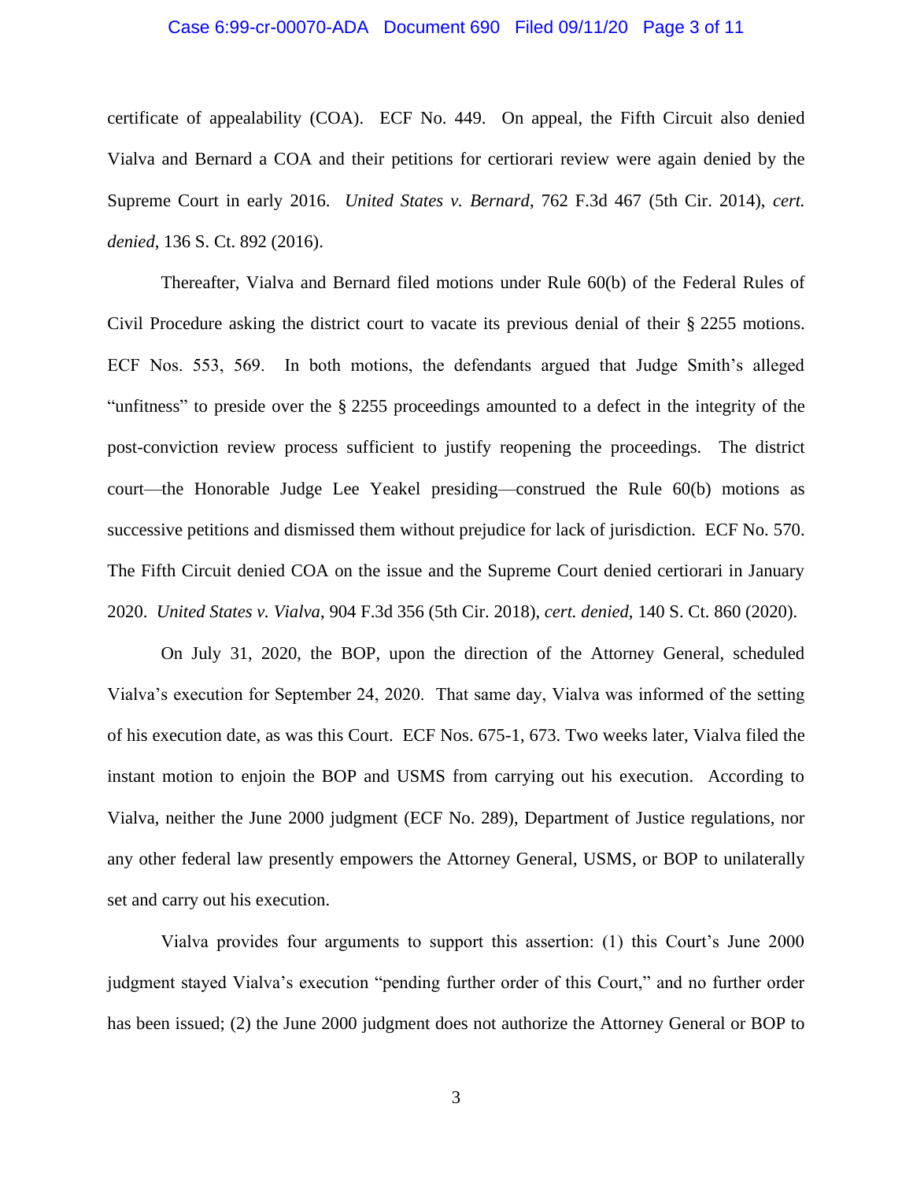certificate of appealability (COA). ECF No. 449. On appeal, the Fifth Circuit also denied Vialva and Bernard a COA and their petitions for certiorari review were again denied by the Supreme Court in early 2016. *United States v. Bernard*, 762 F.3d 467 (5th Cir. 2014), *cert. denied*, 136 S. Ct. 892 (2016).

Thereafter, Vialva and Bernard filed motions under Rule 60(b) of the Federal Rules of Civil Procedure asking the district court to vacate its previous denial of their § 2255 motions. ECF Nos. 553, 569. In both motions, the defendants argued that Judge Smith's alleged "unfitness" to preside over the § 2255 proceedings amounted to a defect in the integrity of the post-conviction review process sufficient to justify reopening the proceedings. The district court—the Honorable Judge Lee Yeakel presiding—construed the Rule 60(b) motions as successive petitions and dismissed them without prejudice for lack of jurisdiction. ECF No. 570. The Fifth Circuit denied COA on the issue and the Supreme Court denied certiorari in January 2020. *United States v. Vialva*, 904 F.3d 356 (5th Cir. 2018), *cert. denied*, 140 S. Ct. 860 (2020).

On July 31, 2020, the BOP, upon the direction of the Attorney General, scheduled Vialva's execution for September 24, 2020. That same day, Vialva was informed of the setting of his execution date, as was this Court. ECF Nos. 675-1, 673. Two weeks later, Vialva filed the instant motion to enjoin the BOP and USMS from carrying out his execution. According to Vialva, neither the June 2000 judgment (ECF No. 289), Department of Justice regulations, nor any other federal law presently empowers the Attorney General, USMS, or BOP to unilaterally set and carry out his execution.

Vialva provides four arguments to support this assertion: (1) this Court's June 2000 judgment stayed Vialva's execution "pending further order of this Court," and no further order has been issued; (2) the June 2000 judgment does not authorize the Attorney General or BOP to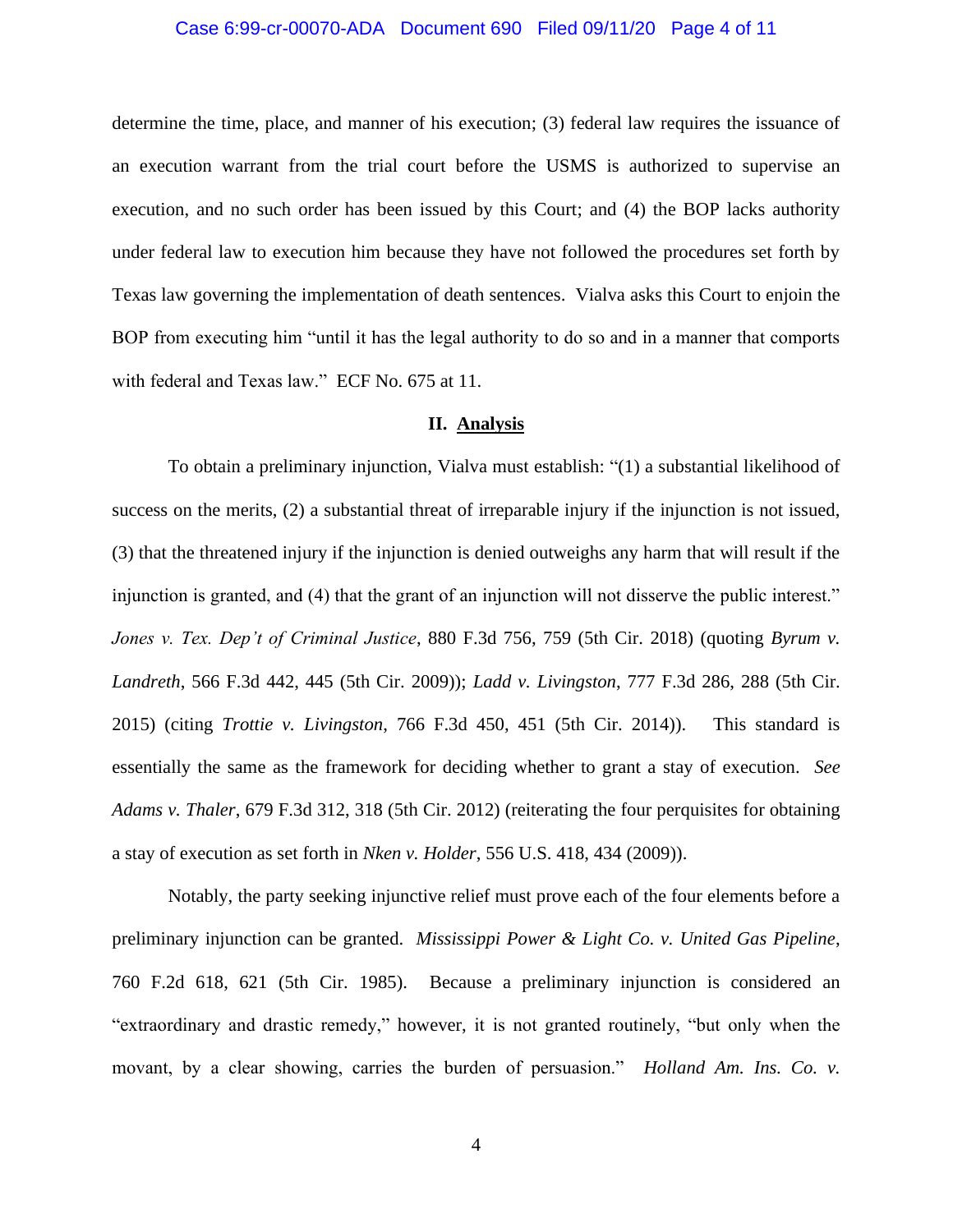determine the time, place, and manner of his execution; (3) federal law requires the issuance of an execution warrant from the trial court before the USMS is authorized to supervise an execution, and no such order has been issued by this Court; and (4) the BOP lacks authority under federal law to execution him because they have not followed the procedures set forth by Texas law governing the implementation of death sentences. Vialva asks this Court to enjoin the BOP from executing him "until it has the legal authority to do so and in a manner that comports with federal and Texas law." ECF No. 675 at 11.

## II. Analysis

To obtain a preliminary injunction, Vialva must establish: "(1) a substantial likelihood of success on the merits, (2) a substantial threat of irreparable injury if the injunction is not issued, (3) that the threatened injury if the injunction is denied outweighs any harm that will result if the injunction is granted, and (4) that the grant of an injunction will not disserve the public interest." *Jones v. Tex. Dep't of Criminal Justice*, 880 F.3d 756, 759 (5th Cir. 2018) (quoting *Byrum v. Landreth*, 566 F.3d 442, 445 (5th Cir. 2009)); *Ladd v. Livingston*, 777 F.3d 286, 288 (5th Cir. 2015) (citing *Trottie v. Livingston*, 766 F.3d 450, 451 (5th Cir. 2014)). This standard is essentially the same as the framework for deciding whether to grant a stay of execution. *See Adams v. Thaler*, 679 F.3d 312, 318 (5th Cir. 2012) (reiterating the four perquisites for obtaining a stay of execution as set forth in *Nken v. Holder*, 556 U.S. 418, 434 (2009)).

Notably, the party seeking injunctive relief must prove each of the four elements before a preliminary injunction can be granted. *Mississippi Power & Light Co. v. United Gas Pipeline*, 760 F.2d 618, 621 (5th Cir. 1985). Because a preliminary injunction is considered an "extraordinary and drastic remedy," however, it is not granted routinely, "but only when the movant, by a clear showing, carries the burden of persuasion." *Holland Am. Ins. Co. v.*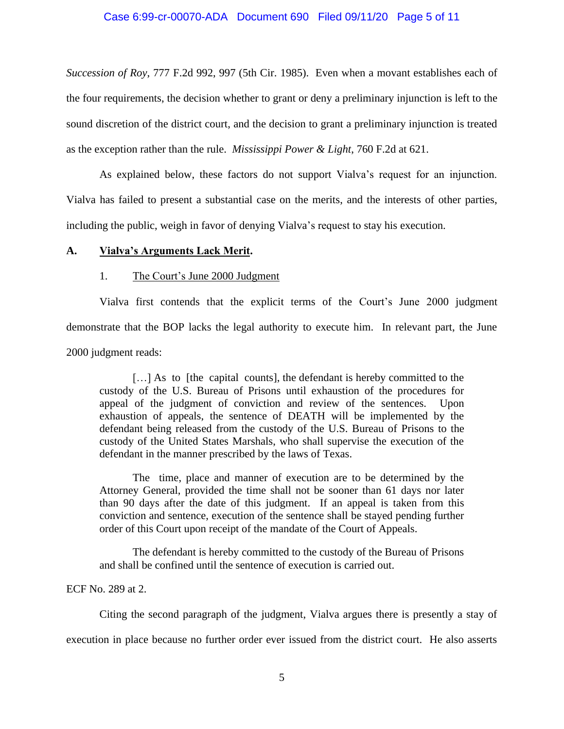*Succession of Roy*, 777 F.2d 992, 997 (5th Cir. 1985). Even when a movant establishes each of the four requirements, the decision whether to grant or deny a preliminary injunction is left to the sound discretion of the district court, and the decision to grant a preliminary injunction is treated as the exception rather than the rule. *Mississippi Power & Light*, 760 F.2d at 621.

As explained below, these factors do not support Vialva's request for an injunction. Vialva has failed to present a substantial case on the merits, and the interests of other parties, including the public, weigh in favor of denying Vialva's request to stay his execution.

### A. Vialva's Arguments Lack Merit.

#### 1. The Court's June 2000 Judgment

Vialva first contends that the explicit terms of the Court's June 2000 judgment demonstrate that the BOP lacks the legal authority to execute him. In relevant part, the June 2000 judgment reads:

> […] As to [the capital counts], the defendant is hereby committed to the custody of the U.S. Bureau of Prisons until exhaustion of the procedures for appeal of the judgment of conviction and review of the sentences. Upon exhaustion of appeals, the sentence of DEATH will be implemented by the defendant being released from the custody of the U.S. Bureau of Prisons to the custody of the United States Marshals, who shall supervise the execution of the defendant in the manner prescribed by the laws of Texas.
>
> The time, place and manner of execution are to be determined by the Attorney General, provided the time shall not be sooner than 61 days nor later than 90 days after the date of this judgment. If an appeal is taken from this conviction and sentence, execution of the sentence shall be stayed pending further order of this Court upon receipt of the mandate of the Court of Appeals.
>
> The defendant is hereby committed to the custody of the Bureau of Prisons and shall be confined until the sentence of execution is carried out.

ECF No. 289 at 2.

Citing the second paragraph of the judgment, Vialva argues there is presently a stay of execution in place because no further order ever issued from the district court. He also asserts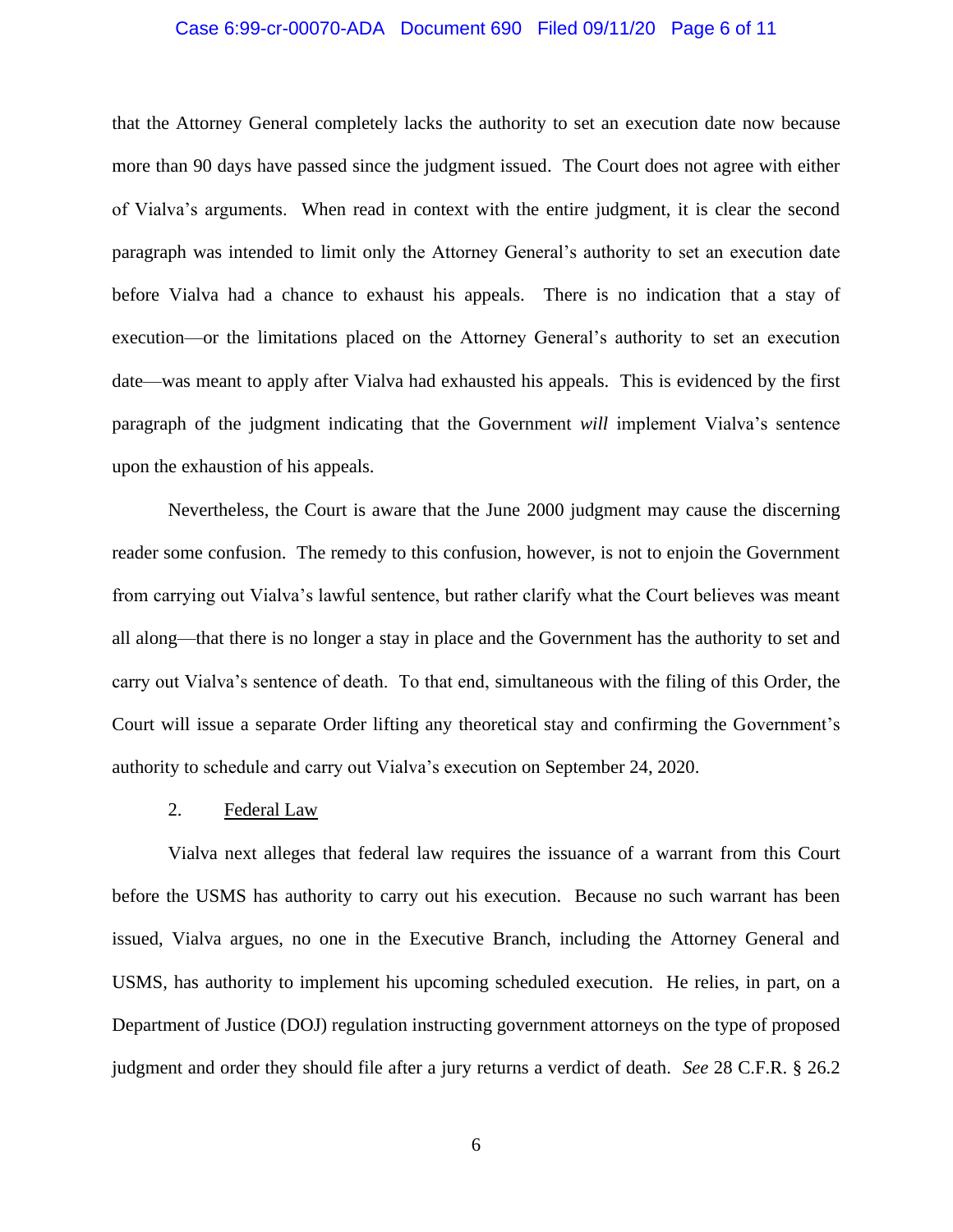that the Attorney General completely lacks the authority to set an execution date now because more than 90 days have passed since the judgment issued. The Court does not agree with either of Vialva's arguments. When read in context with the entire judgment, it is clear the second paragraph was intended to limit only the Attorney General's authority to set an execution date before Vialva had a chance to exhaust his appeals. There is no indication that a stay of execution—or the limitations placed on the Attorney General's authority to set an execution date—was meant to apply after Vialva had exhausted his appeals. This is evidenced by the first paragraph of the judgment indicating that the Government *will* implement Vialva's sentence upon the exhaustion of his appeals.

Nevertheless, the Court is aware that the June 2000 judgment may cause the discerning reader some confusion. The remedy to this confusion, however, is not to enjoin the Government from carrying out Vialva's lawful sentence, but rather clarify what the Court believes was meant all along—that there is no longer a stay in place and the Government has the authority to set and carry out Vialva's sentence of death. To that end, simultaneous with the filing of this Order, the Court will issue a separate Order lifting any theoretical stay and confirming the Government's authority to schedule and carry out Vialva's execution on September 24, 2020.

2. <u>Federal Law</u>

Vialva next alleges that federal law requires the issuance of a warrant from this Court before the USMS has authority to carry out his execution. Because no such warrant has been issued, Vialva argues, no one in the Executive Branch, including the Attorney General and USMS, has authority to implement his upcoming scheduled execution. He relies, in part, on a Department of Justice (DOJ) regulation instructing government attorneys on the type of proposed judgment and order they should file after a jury returns a verdict of death. *See* 28 C.F.R. § 26.2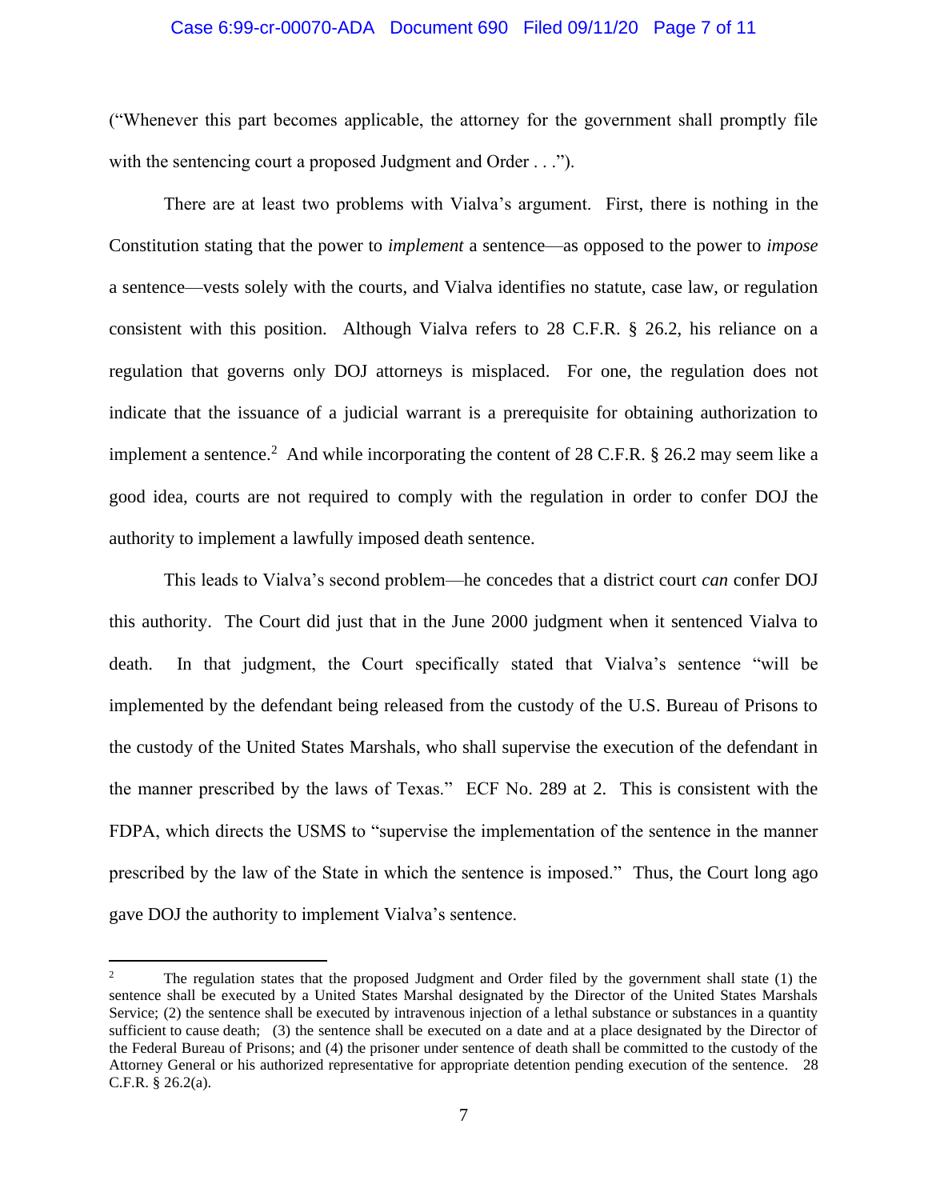("Whenever this part becomes applicable, the attorney for the government shall promptly file with the sentencing court a proposed Judgment and Order . . .").

There are at least two problems with Vialva's argument. First, there is nothing in the Constitution stating that the power to *implement* a sentence—as opposed to the power to *impose* a sentence—vests solely with the courts, and Vialva identifies no statute, case law, or regulation consistent with this position. Although Vialva refers to 28 C.F.R. § 26.2, his reliance on a regulation that governs only DOJ attorneys is misplaced. For one, the regulation does not indicate that the issuance of a judicial warrant is a prerequisite for obtaining authorization to implement a sentence.[2] And while incorporating the content of 28 C.F.R. § 26.2 may seem like a good idea, courts are not required to comply with the regulation in order to confer DOJ the authority to implement a lawfully imposed death sentence.

This leads to Vialva's second problem—he concedes that a district court *can* confer DOJ this authority. The Court did just that in the June 2000 judgment when it sentenced Vialva to death. In that judgment, the Court specifically stated that Vialva's sentence "will be implemented by the defendant being released from the custody of the U.S. Bureau of Prisons to the custody of the United States Marshals, who shall supervise the execution of the defendant in the manner prescribed by the laws of Texas." ECF No. 289 at 2. This is consistent with the FDPA, which directs the USMS to "supervise the implementation of the sentence in the manner prescribed by the law of the State in which the sentence is imposed." Thus, the Court long ago gave DOJ the authority to implement Vialva's sentence.

---

[2] The regulation states that the proposed Judgment and Order filed by the government shall state (1) the sentence shall be executed by a United States Marshal designated by the Director of the United States Marshals Service; (2) the sentence shall be executed by intravenous injection of a lethal substance or substances in a quantity sufficient to cause death; (3) the sentence shall be executed on a date and at a place designated by the Director of the Federal Bureau of Prisons; and (4) the prisoner under sentence of death shall be committed to the custody of the Attorney General or his authorized representative for appropriate detention pending execution of the sentence. 28 C.F.R. § 26.2(a).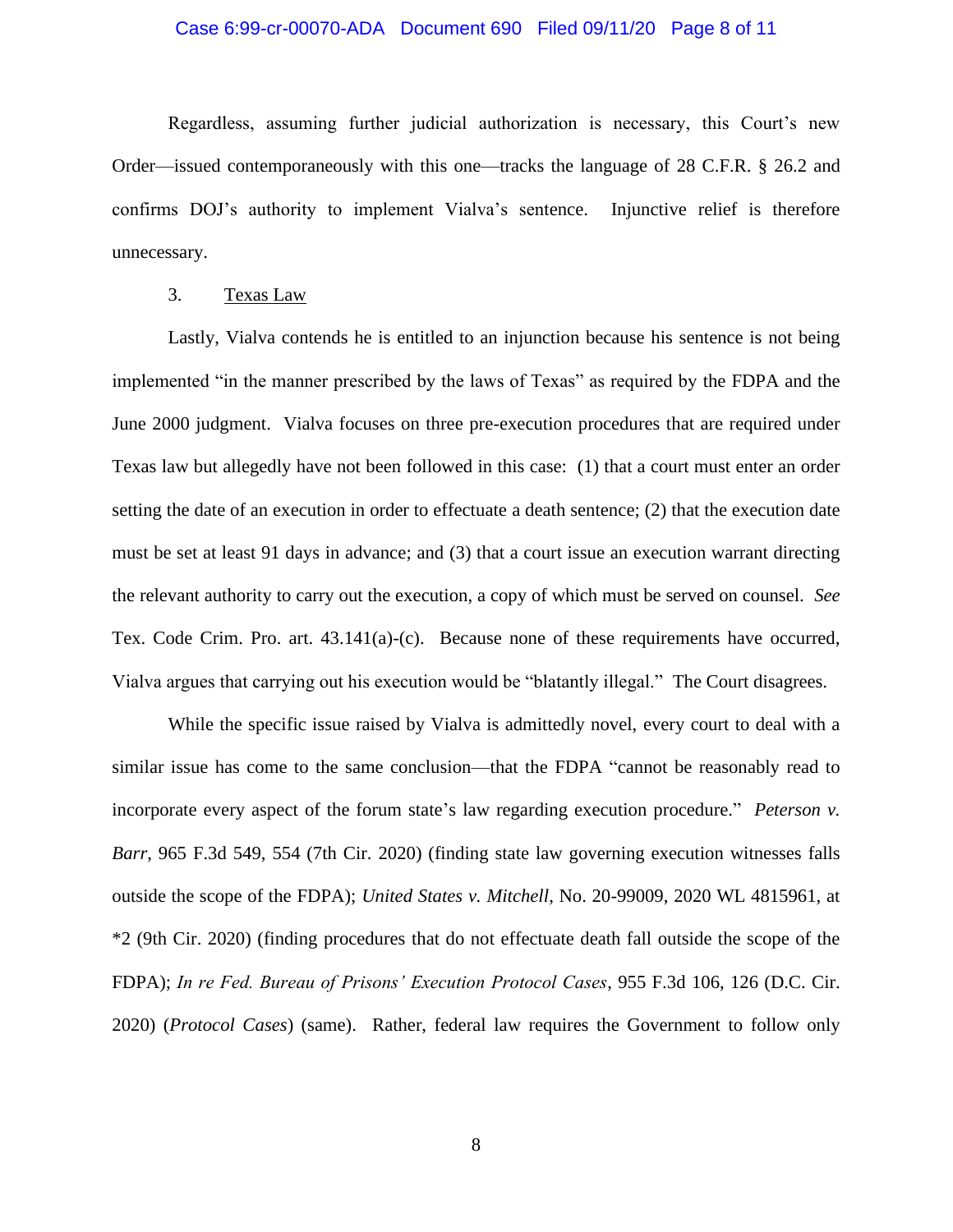Regardless, assuming further judicial authorization is necessary, this Court's new Order—issued contemporaneously with this one—tracks the language of 28 C.F.R. § 26.2 and confirms DOJ's authority to implement Vialva's sentence. Injunctive relief is therefore unnecessary.

3. Texas Law

Lastly, Vialva contends he is entitled to an injunction because his sentence is not being implemented "in the manner prescribed by the laws of Texas" as required by the FDPA and the June 2000 judgment. Vialva focuses on three pre-execution procedures that are required under Texas law but allegedly have not been followed in this case: (1) that a court must enter an order setting the date of an execution in order to effectuate a death sentence; (2) that the execution date must be set at least 91 days in advance; and (3) that a court issue an execution warrant directing the relevant authority to carry out the execution, a copy of which must be served on counsel. *See* Tex. Code Crim. Pro. art. 43.141(a)-(c). Because none of these requirements have occurred, Vialva argues that carrying out his execution would be "blatantly illegal." The Court disagrees.

While the specific issue raised by Vialva is admittedly novel, every court to deal with a similar issue has come to the same conclusion—that the FDPA "cannot be reasonably read to incorporate every aspect of the forum state's law regarding execution procedure." *Peterson v. Barr*, 965 F.3d 549, 554 (7th Cir. 2020) (finding state law governing execution witnesses falls outside the scope of the FDPA); *United States v. Mitchell*, No. 20-99009, 2020 WL 4815961, at \*2 (9th Cir. 2020) (finding procedures that do not effectuate death fall outside the scope of the FDPA); *In re Fed. Bureau of Prisons' Execution Protocol Cases*, 955 F.3d 106, 126 (D.C. Cir. 2020) (*Protocol Cases*) (same). Rather, federal law requires the Government to follow only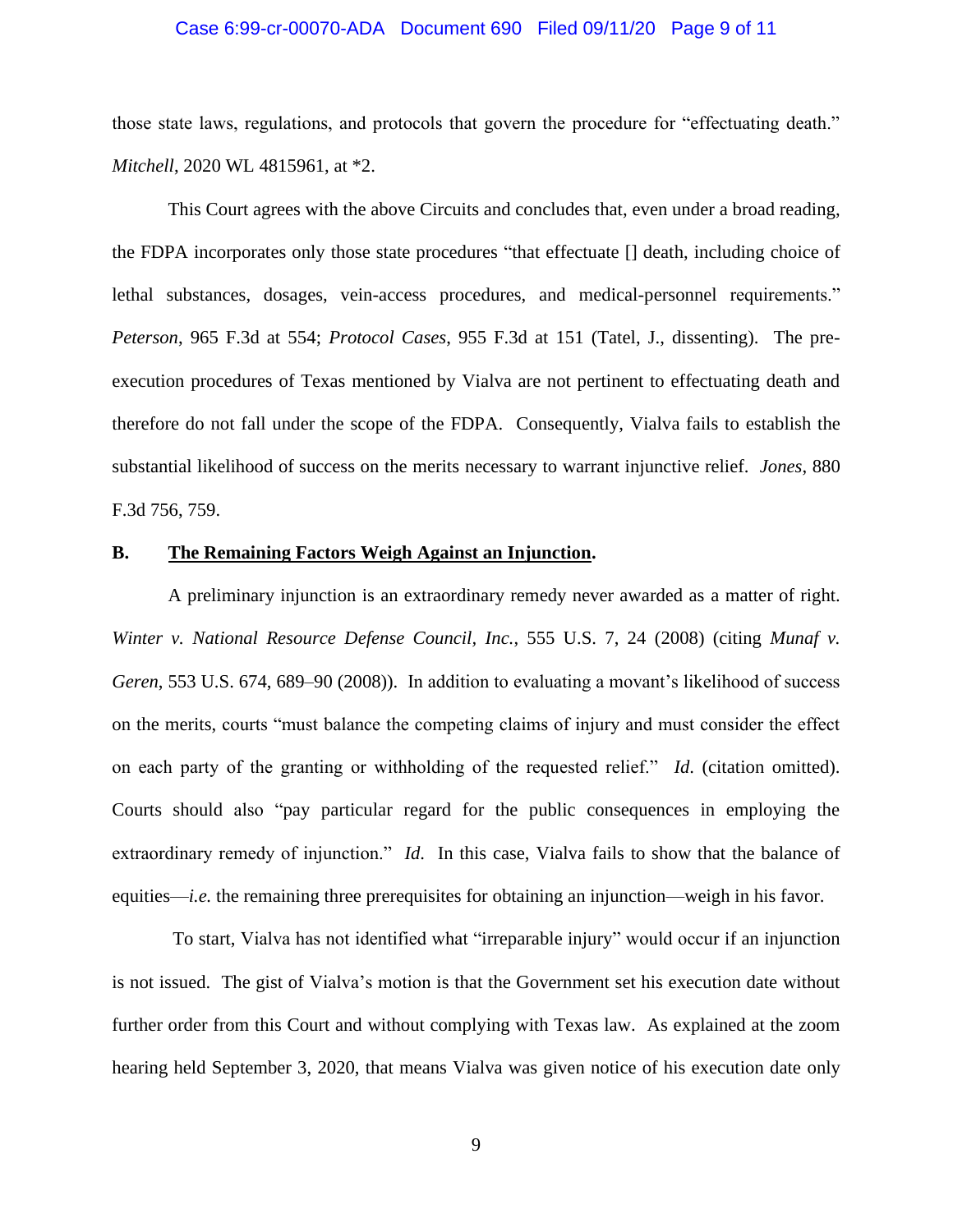those state laws, regulations, and protocols that govern the procedure for "effectuating death." *Mitchell*, 2020 WL 4815961, at *2.

This Court agrees with the above Circuits and concludes that, even under a broad reading, the FDPA incorporates only those state procedures "that effectuate [] death, including choice of lethal substances, dosages, vein-access procedures, and medical-personnel requirements." *Peterson*, 965 F.3d at 554; *Protocol Cases*, 955 F.3d at 151 (Tatel, J., dissenting). The pre-execution procedures of Texas mentioned by Vialva are not pertinent to effectuating death and therefore do not fall under the scope of the FDPA. Consequently, Vialva fails to establish the substantial likelihood of success on the merits necessary to warrant injunctive relief. *Jones*, 880 F.3d 756, 759.

### B. The Remaining Factors Weigh Against an Injunction.

A preliminary injunction is an extraordinary remedy never awarded as a matter of right. *Winter v. National Resource Defense Council, Inc.*, 555 U.S. 7, 24 (2008) (citing *Munaf v. Geren*, 553 U.S. 674, 689–90 (2008)). In addition to evaluating a movant's likelihood of success on the merits, courts "must balance the competing claims of injury and must consider the effect on each party of the granting or withholding of the requested relief." *Id.* (citation omitted). Courts should also "pay particular regard for the public consequences in employing the extraordinary remedy of injunction." *Id.* In this case, Vialva fails to show that the balance of equities—*i.e.* the remaining three prerequisites for obtaining an injunction—weigh in his favor.

To start, Vialva has not identified what "irreparable injury" would occur if an injunction is not issued. The gist of Vialva's motion is that the Government set his execution date without further order from this Court and without complying with Texas law. As explained at the zoom hearing held September 3, 2020, that means Vialva was given notice of his execution date only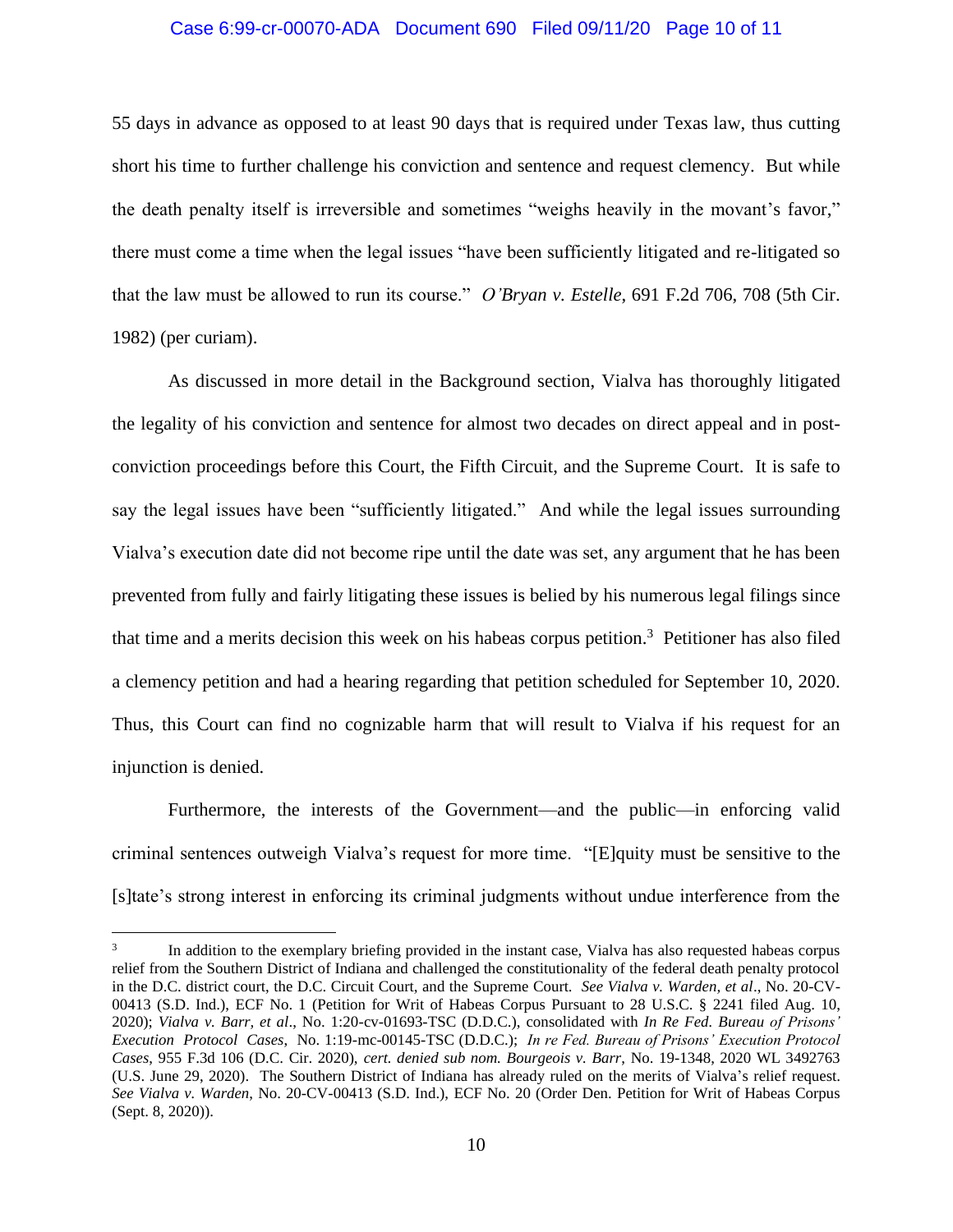55 days in advance as opposed to at least 90 days that is required under Texas law, thus cutting short his time to further challenge his conviction and sentence and request clemency. But while the death penalty itself is irreversible and sometimes "weighs heavily in the movant's favor," there must come a time when the legal issues "have been sufficiently litigated and re-litigated so that the law must be allowed to run its course." *O'Bryan v. Estelle*, 691 F.2d 706, 708 (5th Cir. 1982) (per curiam).

As discussed in more detail in the Background section, Vialva has thoroughly litigated the legality of his conviction and sentence for almost two decades on direct appeal and in post-conviction proceedings before this Court, the Fifth Circuit, and the Supreme Court. It is safe to say the legal issues have been "sufficiently litigated." And while the legal issues surrounding Vialva's execution date did not become ripe until the date was set, any argument that he has been prevented from fully and fairly litigating these issues is belied by his numerous legal filings since that time and a merits decision this week on his habeas corpus petition.[3] Petitioner has also filed a clemency petition and had a hearing regarding that petition scheduled for September 10, 2020. Thus, this Court can find no cognizable harm that will result to Vialva if his request for an injunction is denied.

Furthermore, the interests of the Government—and the public—in enforcing valid criminal sentences outweigh Vialva's request for more time. "[E]quity must be sensitive to the [s]tate's strong interest in enforcing its criminal judgments without undue interference from the

---

[3] In addition to the exemplary briefing provided in the instant case, Vialva has also requested habeas corpus relief from the Southern District of Indiana and challenged the constitutionality of the federal death penalty protocol in the D.C. district court, the D.C. Circuit Court, and the Supreme Court. *See Vialva v. Warden, et al*., No. 20-CV-00413 (S.D. Ind.), ECF No. 1 (Petition for Writ of Habeas Corpus Pursuant to 28 U.S.C. § 2241 filed Aug. 10, 2020); *Vialva v. Barr, et al*., No. 1:20-cv-01693-TSC (D.D.C.), consolidated with *In Re Fed. Bureau of Prisons' Execution Protocol Cases*, No. 1:19-mc-00145-TSC (D.D.C.); *In re Fed. Bureau of Prisons' Execution Protocol Cases*, 955 F.3d 106 (D.C. Cir. 2020), *cert. denied sub nom. Bourgeois v. Barr*, No. 19-1348, 2020 WL 3492763 (U.S. June 29, 2020). The Southern District of Indiana has already ruled on the merits of Vialva's relief request. *See Vialva v. Warden*, No. 20-CV-00413 (S.D. Ind.), ECF No. 20 (Order Den. Petition for Writ of Habeas Corpus (Sept. 8, 2020)).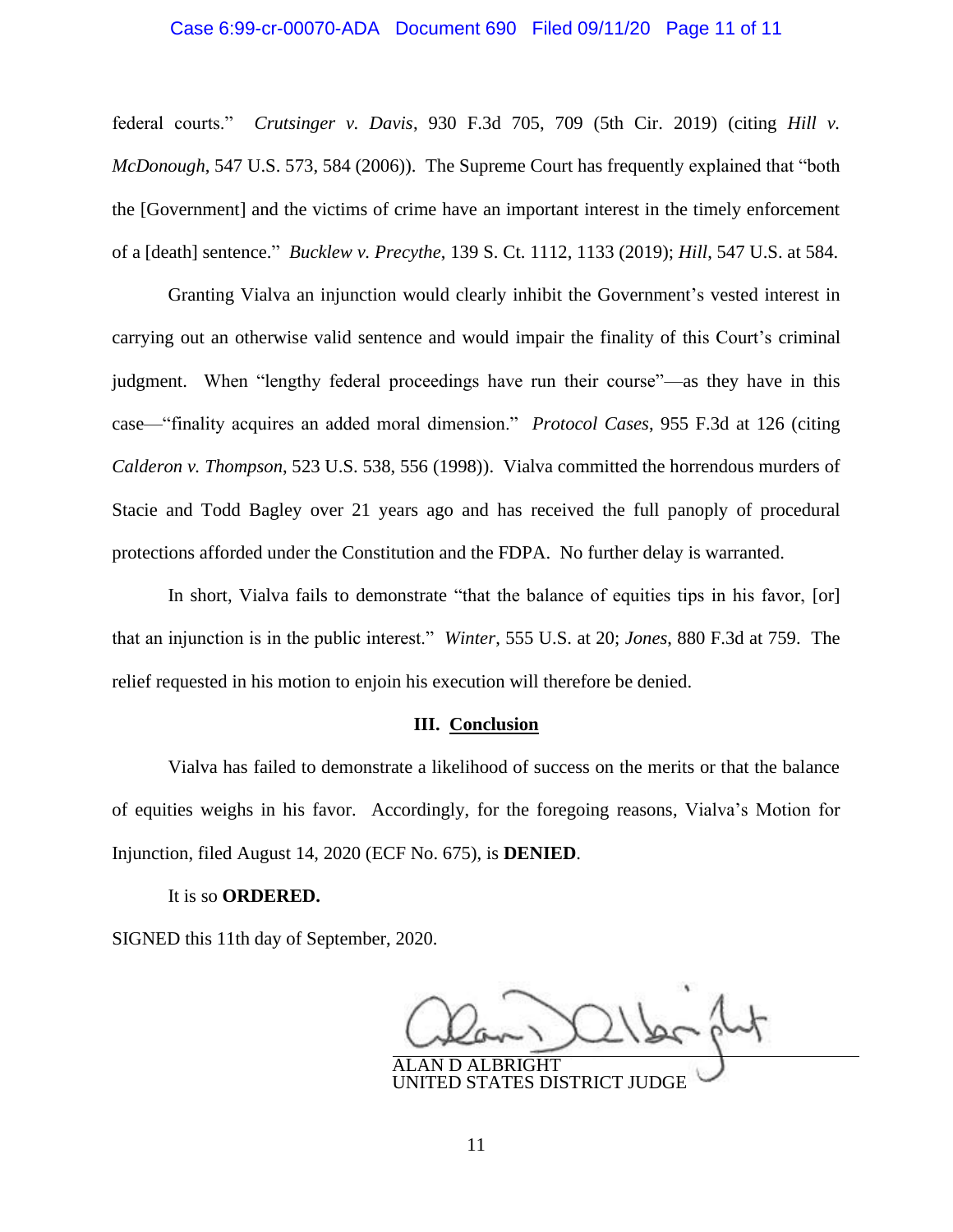federal courts." *Crutsinger v. Davis*, 930 F.3d 705, 709 (5th Cir. 2019) (citing *Hill v. McDonough*, 547 U.S. 573, 584 (2006)). The Supreme Court has frequently explained that "both the [Government] and the victims of crime have an important interest in the timely enforcement of a [death] sentence." *Bucklew v. Precythe*, 139 S. Ct. 1112, 1133 (2019); *Hill*, 547 U.S. at 584.

Granting Vialva an injunction would clearly inhibit the Government's vested interest in carrying out an otherwise valid sentence and would impair the finality of this Court's criminal judgment. When "lengthy federal proceedings have run their course"—as they have in this case—"finality acquires an added moral dimension." *Protocol Cases*, 955 F.3d at 126 (citing *Calderon v. Thompson*, 523 U.S. 538, 556 (1998)). Vialva committed the horrendous murders of Stacie and Todd Bagley over 21 years ago and has received the full panoply of procedural protections afforded under the Constitution and the FDPA. No further delay is warranted.

In short, Vialva fails to demonstrate "that the balance of equities tips in his favor, [or] that an injunction is in the public interest." *Winter*, 555 U.S. at 20; *Jones*, 880 F.3d at 759. The relief requested in his motion to enjoin his execution will therefore be denied.

## III. Conclusion

Vialva has failed to demonstrate a likelihood of success on the merits or that the balance of equities weighs in his favor. Accordingly, for the foregoing reasons, Vialva's Motion for Injunction, filed August 14, 2020 (ECF No. 675), is **DENIED**.

It is so **ORDERED.**

SIGNED this 11th day of September, 2020.

ALAN D ALBRIGHT
UNITED STATES DISTRICT JUDGE